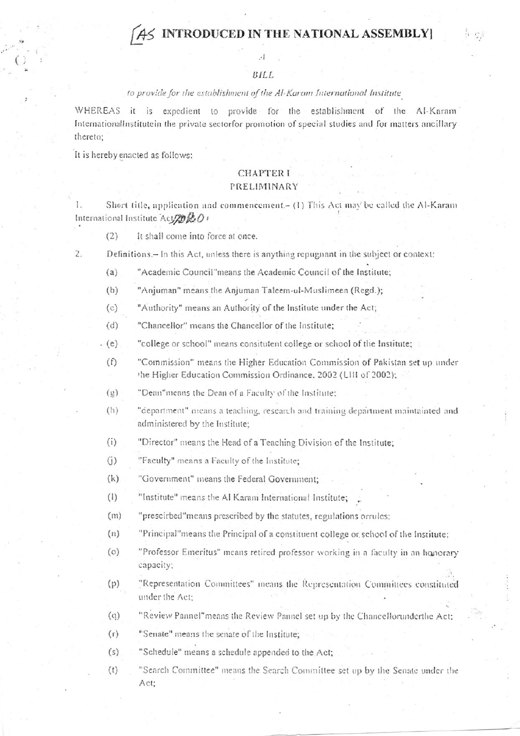# [AS INTRODUCED IN THE NATIONAL ASSEMBLY]

A

*BILL*

*to provide for the establishment of the Al-Karam International Institute*

WHEREAS it is expedient to provide for the establishment of the Al-Karam InternationalInstitutein the private sectorfor promotion of special studies and for matters ancillary thereto;

It is hereby enacted as follows:

## CHAPTER I
## PRELIMINARY

1. Short title, application and commencement.– (1) This Act may be called the Al-Karam International Institute Act,2020.

   (2) It shall come into force at once.

2. Definitions.– In this Act, unless there is anything repugnant in the subject or context:

   (a) "Academic Council"means the Academic Council of the Institute;

   (b) "Anjuman" means the Anjuman Taleem-ul-Muslimeen (Regd.);

   (c) "Authority" means an Authority of the Institute under the Act;

   (d) "Chancellor" means the Chancellor of the Institute;

   (e) "college or school" means consitutent college or school of the Institute;

   (f) "Commission" means the Higher Education Commission of Pakistan set up under the Higher Education Commission Ordinance, 2002 (LIII of 2002);

   (g) "Dean"means the Dean of a Faculty of the Institute;

   (h) "department" means a teaching, research and training department maintainted and administered by the Institute;

   (i) "Director" means the Head of a Teaching Division of the Institute;

   (j) "Faculty" means a Faculty of the Institute;

   (k) "Government" means the Federal Government;

   (l) "Institute" means the Al Karam International Institute;

   (m) "prescirbed"means prescribed by the statutes, regulations orrules;

   (n) "Principal"means the Principal of a constituent college or school of the Institute;

   (o) "Professor Emeritus" means retired professor working in a faculty in an honorary capacity;

   (p) "Representation Committees" means the Representation Committees constituted under the Act;

   (q) "Review Pannel"means the Review Pannel set up by the Chancellorunderthe Act;

   (r) "Senate" means the senate of the Institute;

   (s) "Schedule" means a schedule appended to the Act;

   (t) "Search Committee" means the Search Committee set up by the Senate under the Act;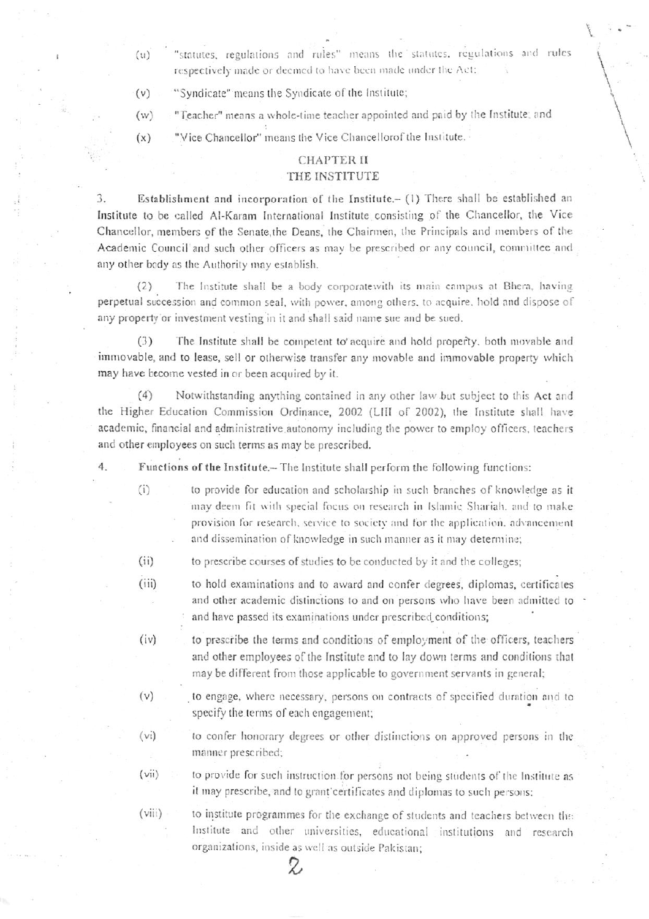(u) "statutes, regulations and rules" means the statutes, regulations and rules respectively made or deemed to have been made under the Act;

(v) "Syndicate" means the Syndicate of the Institute;

(w) "Teacher" means a whole-time teacher appointed and paid by the Institute; and

(x) "Vice Chancellor" means the Vice Chancellorof the Institute.

## CHAPTER II
## THE INSTITUTE

3. **Establishment and incorporation of the Institute.–** (1) There shall be established an Institute to be called Al-Karam International Institute consisting of the Chancellor, the Vice Chancellor, members of the Senate,the Deans, the Chairmen, the Principals and members of the Academic Council and such other officers as may be prescribed or any council, committee and any other body as the Authority may establish.

(2) The Institute shall be a body corporatewith its main campus at Bhera, having perpetual succession and common seal, with power, among others, to acquire, hold and dispose of any property or investment vesting in it and shall said name sue and be sued.

(3) The Institute shall be competent to acquire and hold property, both movable and immovable, and to lease, sell or otherwise transfer any movable and immovable property which may have become vested in or been acquired by it.

(4) Notwithstanding anything contained in any other law but subject to this Act and the Higher Education Commission Ordinance, 2002 (LIII of 2002), the Institute shall have academic, financial and administrative autonomy including the power to employ officers, teachers and other employees on such terms as may be prescribed.

4. **Functions of the Institute.–** The Institute shall perform the following functions:

(i) to provide for education and scholarship in such branches of knowledge as it may deem fit with special focus on research in Islamic Shariah, and to make provision for research, service to society and for the application, advancement and dissemination of knowledge in such manner as it may determine;

(ii) to prescribe courses of studies to be conducted by it and the colleges;

(iii) to hold examinations and to award and confer degrees, diplomas, certificates and other academic distinctions to and on persons who have been admitted to and have passed its examinations under prescribed conditions;

(iv) to prescribe the terms and conditions of employment of the officers, teachers and other employees of the Institute and to lay down terms and conditions that may be different from those applicable to government servants in general;

(v) to engage, where necessary, persons on contracts of specified duration and to specify the terms of each engagement;

(vi) to confer honorary degrees or other distinctions on approved persons in the manner prescribed;

(vii) to provide for such instruction for persons not being students of the Institute as it may prescribe, and to grant certificates and diplomas to such persons;

(viii) to institute programmes for the exchange of students and teachers between the Institute and other universities, educational institutions and research organizations, inside as well as outside Pakistan;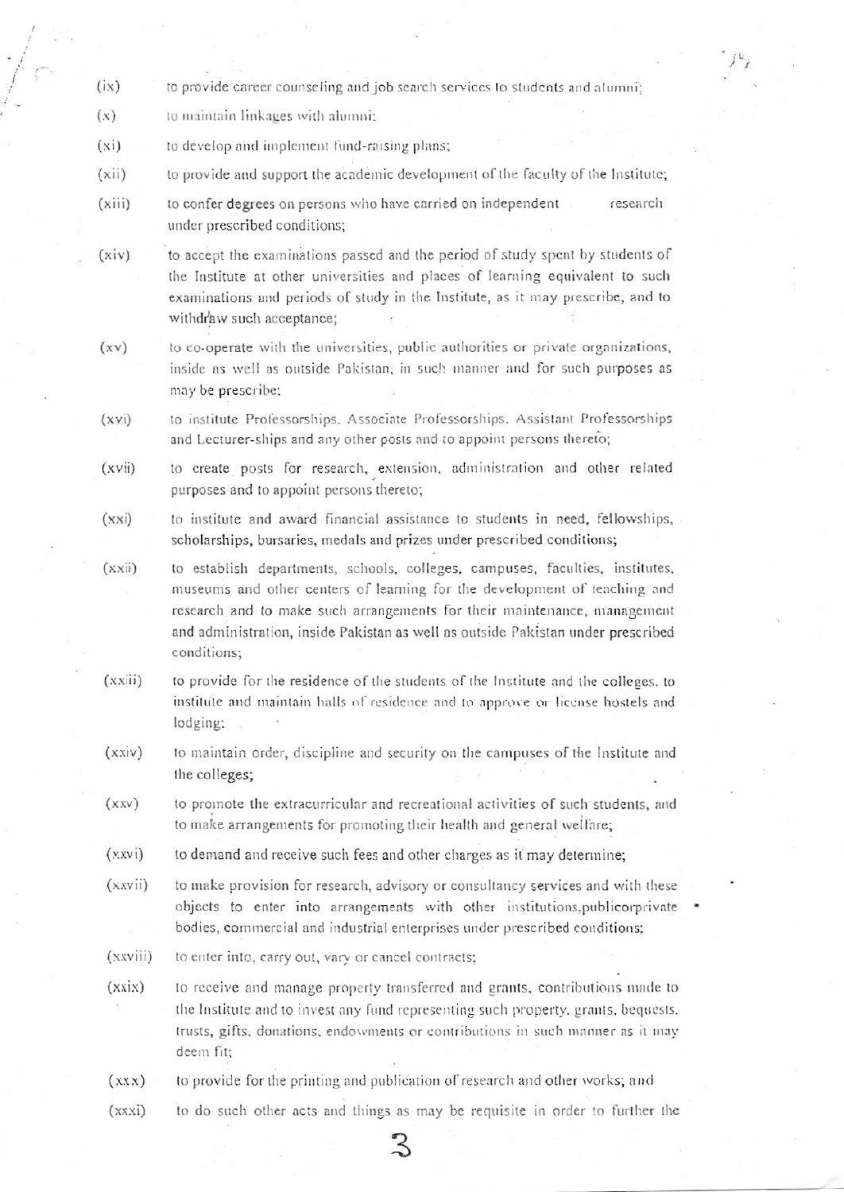(ix) to provide career counseling and job search services to students and alumni;

(x) to maintain linkages with alumni;

(xi) to develop and implement fund-raising plans;

(xii) to provide and support the academic development of the faculty of the Institute;

(xiii) to confer degrees on persons who have carried on independent research under prescribed conditions;

(xiv) to accept the examinations passed and the period of study spent by students of the Institute at other universities and places of learning equivalent to such examinations and periods of study in the Institute, as it may prescribe, and to withdraw such acceptance;

(xv) to co-operate with the universities, public authorities or private organizations, inside as well as outside Pakistan, in such manner and for such purposes as may be prescribe;

(xvi) to institute Professorships, Associate Professorships, Assistant Professorships and Lecturer-ships and any other posts and to appoint persons thereto;

(xvii) to create posts for research, extension, administration and other related purposes and to appoint persons thereto;

(xxi) to institute and award financial assistance to students in need, fellowships, scholarships, bursaries, medals and prizes under prescribed conditions;

(xxii) to establish departments, schools, colleges, campuses, faculties, institutes, museums and other centers of learning for the development of teaching and research and to make such arrangements for their maintenance, management and administration, inside Pakistan as well as outside Pakistan under prescribed conditions;

(xxiii) to provide for the residence of the students of the Institute and the colleges, to institute and maintain halls of residence and to approve or license hostels and lodging;

(xxiv) to maintain order, discipline and security on the campuses of the Institute and the colleges;

(xxv) to promote the extracurricular and recreational activities of such students, and to make arrangements for promoting their health and general welfare;

(xxvi) to demand and receive such fees and other charges as it may determine;

(xxvii) to make provision for research, advisory or consultancy services and with these objects to enter into arrangements with other institutions,publicorprivate bodies, commercial and industrial enterprises under prescribed conditions;

(xxviii) to enter into, carry out, vary or cancel contracts;

(xxix) to receive and manage property transferred and grants, contributions made to the Institute and to invest any fund representing such property, grants, bequests, trusts, gifts, donations, endowments or contributions in such manner as it may deem fit;

(xxx) to provide for the printing and publication of research and other works; and

(xxxi) to do such other acts and things as may be requisite in order to further the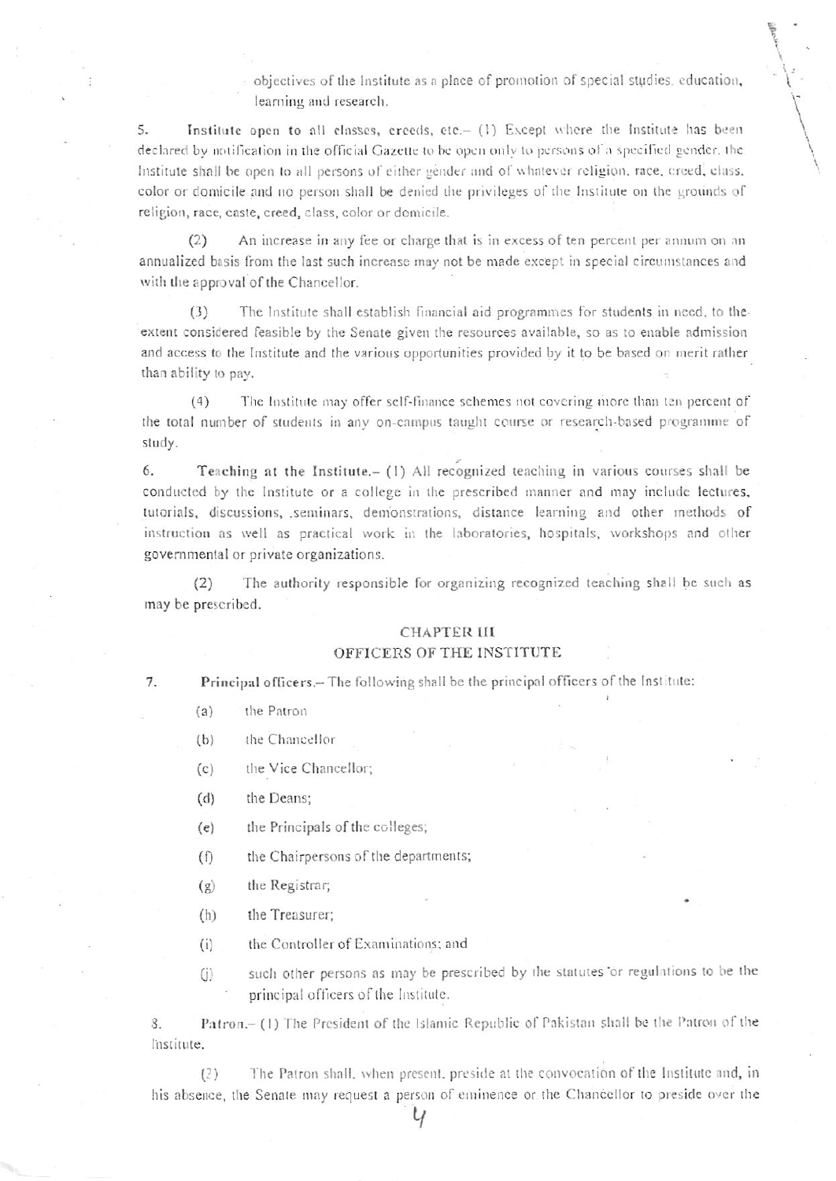objectives of the Institute as a place of promotion of special studies, education, learning and research.

5. **Institute open to all classes, creeds, etc.**– (1) Except where the Institute has been declared by notification in the official Gazette to be open only to persons of a specified gender, the Institute shall be open to all persons of either gender and of whatever religion, race, creed, class, color or domicile and no person shall be denied the privileges of the Institute on the grounds of religion, race, caste, creed, class, color or domicile.

(2) An increase in any fee or charge that is in excess of ten percent per annum on an annualized basis from the last such increase may not be made except in special circumstances and with the approval of the Chancellor.

(3) The Institute shall establish financial aid programmes for students in need, to the extent considered feasible by the Senate given the resources available, so as to enable admission and access to the Institute and the various opportunities provided by it to be based on merit rather than ability to pay.

(4) The Institute may offer self-finance schemes not covering more than ten percent of the total number of students in any on-campus taught course or research-based programme of study.

6. **Teaching at the Institute.**– (1) All recognized teaching in various courses shall be conducted by the Institute or a college in the prescribed manner and may include lectures, tutorials, discussions, seminars, demonstrations, distance learning and other methods of instruction as well as practical work in the laboratories, hospitals, workshops and other governmental or private organizations.

(2) The authority responsible for organizing recognized teaching shall be such as may be prescribed.

## CHAPTER III
## OFFICERS OF THE INSTITUTE

7. **Principal officers.**– The following shall be the principal officers of the Institute:

(a) the Patron

(b) the Chancellor

(c) the Vice Chancellor;

(d) the Deans;

(e) the Principals of the colleges;

(f) the Chairpersons of the departments;

(g) the Registrar;

(h) the Treasurer;

(i) the Controller of Examinations; and

(j) such other persons as may be prescribed by the statutes or regulations to be the principal officers of the Institute.

8. **Patron.**– (1) The President of the Islamic Republic of Pakistan shall be the Patron of the Institute.

(2) The Patron shall, when present, preside at the convocation of the Institute and, in his absence, the Senate may request a person of eminence or the Chancellor to preside over the